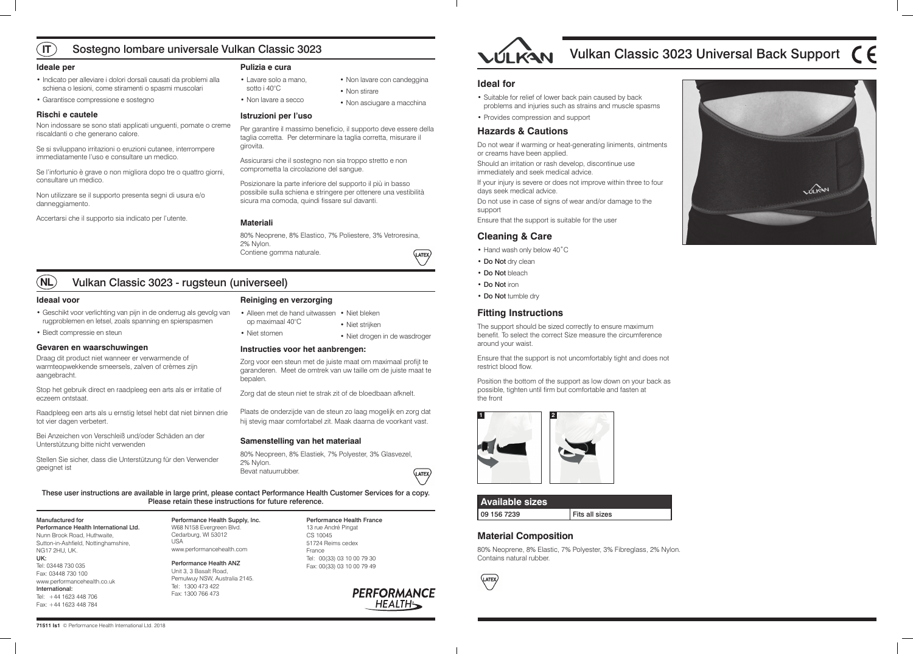# IT Sostegno lombare universale Vulkan Classic 3023

### Ideale per

- Indicato per alleviare i dolori dorsali causati da problemi alla schiena o lesioni, come stiramenti o spasmi muscolari
- Garantisce compressione e sostegno

### Rischi e cautele

Non indossare se sono stati applicati unguenti, pomate o creme riscaldanti o che generano calore.

Se si sviluppano irritazioni o eruzioni cutanee, interrompere immediatamente l'uso e consultare un medico.

Se l'infortunio è grave o non migliora dopo tre o quattro giorni, consultare un medico.

Non utilizzare se il supporto presenta segni di usura e/o danneggiamento.

Accertarsi che il supporto sia indicato per l'utente.

### Pulizia e cura

- Lavare solo a mano, sotto i 40°C
- Non lavare a secco
- Non lavare con candeggina
- Non stirare
- Non asciugare a macchina

### Istruzioni per l'uso

Per garantire il massimo beneficio, il supporto deve essere della taglia corretta. Per determinare la taglia corretta, misurare il girovita.

Assicurarsi che il sostegno non sia troppo stretto e non comprometta la circolazione del sangue.

Posizionare la parte inferiore del supporto il più in basso possibile sulla schiena e stringere per ottenere una vestibilità sicura ma comoda, quindi fissare sul davanti.

### Materiali

80% Neoprene, 8% Elastico, 7% Poliestere, 3% Vetroresina, 2% Nylon.
Contiene gomma naturale.

LATEX

# NL Vulkan Classic 3023 - rugsteun (universeel)

### Ideaal voor

- Geschikt voor verlichting van pijn in de onderrug als gevolg van rugproblemen en letsel, zoals spanning en spierspasmen
- Biedt compressie en steun

### Gevaren en waarschuwingen

Draag dit product niet wanneer er verwarmende of warmteopwekkende smeersels, zalven of crèmes zijn aangebracht.

Stop het gebruik direct en raadpleeg een arts als er irritatie of eczeem ontstaat.

Raadpleeg een arts als u ernstig letsel hebt dat niet binnen drie tot vier dagen verbetert.

Bei Anzeichen von Verschleiß und/oder Schäden an der Unterstützung bitte nicht verwenden

Stellen Sie sicher, dass die Unterstützung für den Verwender geeignet ist

### Reiniging en verzorging

- Alleen met de hand uitwassen op maximaal 40°C
- Niet stomen
- Niet bleken
- Niet strijken
- Niet drogen in de wasdroger

### Instructies voor het aanbrengen:

Zorg voor een steun met de juiste maat om maximaal profijt te garanderen. Meet de omtrek van uw taille om de juiste maat te bepalen.

Zorg dat de steun niet te strak zit of de bloedbaan afknelt.

Plaats de onderzijde van de steun zo laag mogelijk en zorg dat hij stevig maar comfortabel zit. Maak daarna de voorkant vast.

### Samenstelling van het materiaal

80% Neopreen, 8% Elastiek, 7% Polyester, 3% Glasvezel, 2% Nylon.
Bevat natuurrubber.

LATEX

**These user instructions are available in large print, please contact Performance Health Customer Services for a copy. Please retain these instructions for future reference.**

Manufactured for
**Performance Health International Ltd.**
Nunn Brook Road, Huthwaite,
Sutton-in-Ashfield, Nottinghamshire,
NG17 2HU, UK.
**UK:**
Tel: 03448 730 035
Fax: 03448 730 100
www.performancehealth.co.uk
**International:**
Tel: +44 1623 448 706
Fax: +44 1623 448 784

Performance Health Supply, Inc.
W68 N158 Evergreen Blvd.
Cedarburg, WI 53012
USA
www.performancehealth.com

Performance Health ANZ
Unit 3, 3 Basalt Road,
Pemulwuy NSW, Australia 2145.
Tel: 1300 473 422
Fax: 1300 766 473

Performance Health France
13 rue André Pingat
CS 10045
51724 Reims cedex
France
Tel: 00(33) 03 10 00 79 30
Fax: 00(33) 03 10 00 79 49

PERFORMANCE HEALTH

**71511 Is1** © Performance Health International Ltd. 2018

# VULKAN Vulkan Classic 3023 Universal Back Support CE

## Ideal for

- Suitable for relief of lower back pain caused by back problems and injuries such as strains and muscle spasms
- Provides compression and support

## Hazards & Cautions

Do not wear if warming or heat-generating liniments, ointments or creams have been applied.

Should an irritation or rash develop, discontinue use immediately and seek medical advice.

If your injury is severe or does not improve within three to four days seek medical advice.

Do not use in case of signs of wear and/or damage to the support

Ensure that the support is suitable for the user

## Cleaning & Care

- Hand wash only below 40˚C
- **Do Not** dry clean
- **Do Not** bleach
- **Do Not** iron
- **Do Not** tumble dry

## Fitting Instructions

The support should be sized correctly to ensure maximum benefit. To select the correct Size measure the circumference around your waist.

Ensure that the support is not uncomfortably tight and does not restrict blood flow.

Position the bottom of the support as low down on your back as possible, tighten until firm but comfortable and fasten at the front

| Available sizes | |
|---|---|
| 09 156 7239 | Fits all sizes |

## Material Composition

80% Neoprene, 8% Elastic, 7% Polyester, 3% Fibreglass, 2% Nylon.
Contains natural rubber.

LATEX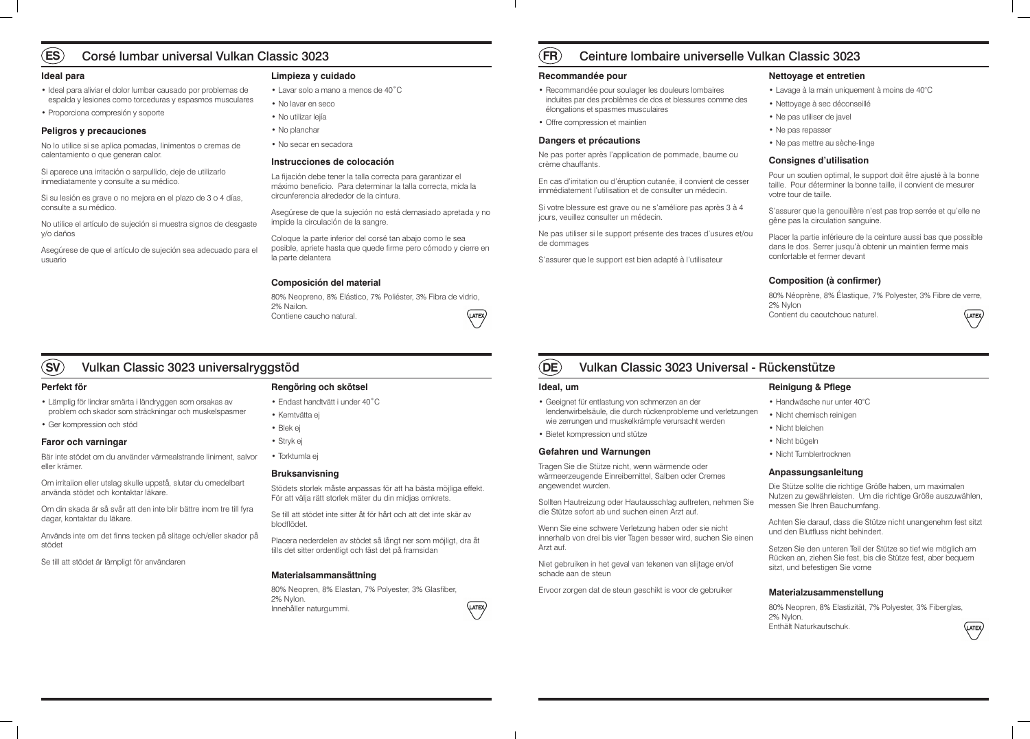## ES Corsé lumbar universal Vulkan Classic 3023

### Ideal para

- Ideal para aliviar el dolor lumbar causado por problemas de espalda y lesiones como torceduras y espasmos musculares
- Proporciona compresión y soporte

### Peligros y precauciones

No lo utilice si se aplica pomadas, linimentos o cremas de calentamiento o que generan calor.

Si aparece una irritación o sarpullido, deje de utilizarlo inmediatamente y consulte a su médico.

Si su lesión es grave o no mejora en el plazo de 3 o 4 días, consulte a su médico.

No utilice el artículo de sujeción si muestra signos de desgaste y/o daños

Asegúrese de que el artículo de sujeción sea adecuado para el usuario

### Limpieza y cuidado

- Lavar solo a mano a menos de 40˚C
- No lavar en seco
- No utilizar lejía
- No planchar
- No secar en secadora

### Instrucciones de colocación

La fijación debe tener la talla correcta para garantizar el máximo beneficio. Para determinar la talla correcta, mida la circunferencia alrededor de la cintura.

Asegúrese de que la sujeción no está demasiado apretada y no impide la circulación de la sangre.

Coloque la parte inferior del corsé tan abajo como le sea posible, apriete hasta que quede firme pero cómodo y cierre en la parte delantera

### Composición del material

80% Neopreno, 8% Elástico, 7% Poliéster, 3% Fibra de vidrio, 2% Nailon.
Contiene caucho natural.

LATEX

## FR Ceinture lombaire universelle Vulkan Classic 3023

### Recommandée pour

- Recommandée pour soulager les douleurs lombaires induites par des problèmes de dos et blessures comme des élongations et spasmes musculaires
- Offre compression et maintien

### Dangers et précautions

Ne pas porter après l'application de pommade, baume ou crème chauffants.

En cas d'irritation ou d'éruption cutanée, il convient de cesser immédiatement l'utilisation et de consulter un médecin.

Si votre blessure est grave ou ne s'améliore pas après 3 à 4 jours, veuillez consulter un médecin.

Ne pas utiliser si le support présente des traces d'usures et/ou de dommages

S'assurer que le support est bien adapté à l'utilisateur

### Nettoyage et entretien

- Lavage à la main uniquement à moins de 40°C
- Nettoyage à sec déconseillé
- Ne pas utiliser de javel
- Ne pas repasser
- Ne pas mettre au sèche-linge

### Consignes d'utilisation

Pour un soutien optimal, le support doit être ajusté à la bonne taille. Pour déterminer la bonne taille, il convient de mesurer votre tour de taille.

S'assurer que la genouillère n'est pas trop serrée et qu'elle ne gêne pas la circulation sanguine.

Placer la partie inférieure de la ceinture aussi bas que possible dans le dos. Serrer jusqu'à obtenir un maintien ferme mais confortable et fermer devant

### Composition (à confirmer)

80% Néoprène, 8% Élastique, 7% Polyester, 3% Fibre de verre, 2% Nylon
Contient du caoutchouc naturel.

LATEX

## SV Vulkan Classic 3023 universalryggstöd

### Perfekt för

- Lämplig för lindrar smärta i ländryggen som orsakas av problem och skador som sträckningar och muskelspasmer
- Ger kompression och stöd

### Faror och varningar

Bär inte stödet om du använder värmealstrande liniment, salvor eller krämer.

Om irritaiion eller utslag skulle uppstå, slutar du omedelbart använda stödet och kontaktar läkare.

Om din skada är så svår att den inte blir bättre inom tre till fyra dagar, kontaktar du läkare.

Används inte om det finns tecken på slitage och/eller skador på stödet

Se till att stödet är lämpligt för användaren

### Rengöring och skötsel

- Endast handtvätt i under 40˚C
- Kemtvätta ej
- Blek ej
- Stryk ej
- Torktumla ej

### Bruksanvisning

Stödets storlek måste anpassas för att ha bästa möjliga effekt. För att välja rätt storlek mäter du din midjas omkrets.

Se till att stödet inte sitter åt för hårt och att det inte skär av blodflödet.

Placera nederdelen av stödet så långt ner som möjligt, dra åt tills det sitter ordentligt och fäst det på framsidan

### Materialsammansättning

80% Neopren, 8% Elastan, 7% Polyester, 3% Glasfiber, 2% Nylon.
Innehåller naturgummi.

LATEX

## DE Vulkan Classic 3023 Universal - Rückenstütze

### Ideal, um

- Geeignet für entlastung von schmerzen an der lendenwirbelsäule, die durch rückenprobleme und verletzungen wie zerrungen und muskelkrämpfe verursacht werden
- Bietet kompression und stütze

### Gefahren und Warnungen

Tragen Sie die Stütze nicht, wenn wärmende oder wärmeerzeugende Einreibemittel, Salben oder Cremes angewendet wurden.

Sollten Hautreizung oder Hautausschlag auftreten, nehmen Sie die Stütze sofort ab und suchen einen Arzt auf.

Wenn Sie eine schwere Verletzung haben oder sie nicht innerhalb von drei bis vier Tagen besser wird, suchen Sie einen Arzt auf.

Niet gebruiken in het geval van tekenen van slijtage en/of schade aan de steun

Ervoor zorgen dat de steun geschikt is voor de gebruiker

### Reinigung & Pflege

- Handwäsche nur unter 40°C
- Nicht chemisch reinigen
- Nicht bleichen
- Nicht bügeln
- Nicht Tumblertrocknen

### Anpassungsanleitung

Die Stütze sollte die richtige Größe haben, um maximalen Nutzen zu gewährleisten. Um die richtige Größe auszuwählen, messen Sie Ihren Bauchumfang.

Achten Sie darauf, dass die Stütze nicht unangenehm fest sitzt und den Blutfluss nicht behindert.

Setzen Sie den unteren Teil der Stütze so tief wie möglich am Rücken an, ziehen Sie fest, bis die Stütze fest, aber bequem sitzt, und befestigen Sie vorne

### Materialzusammenstellung

80% Neopren, 8% Elastizität, 7% Polyester, 3% Fiberglas, 2% Nylon.
Enthält Naturkautschuk.

LATEX